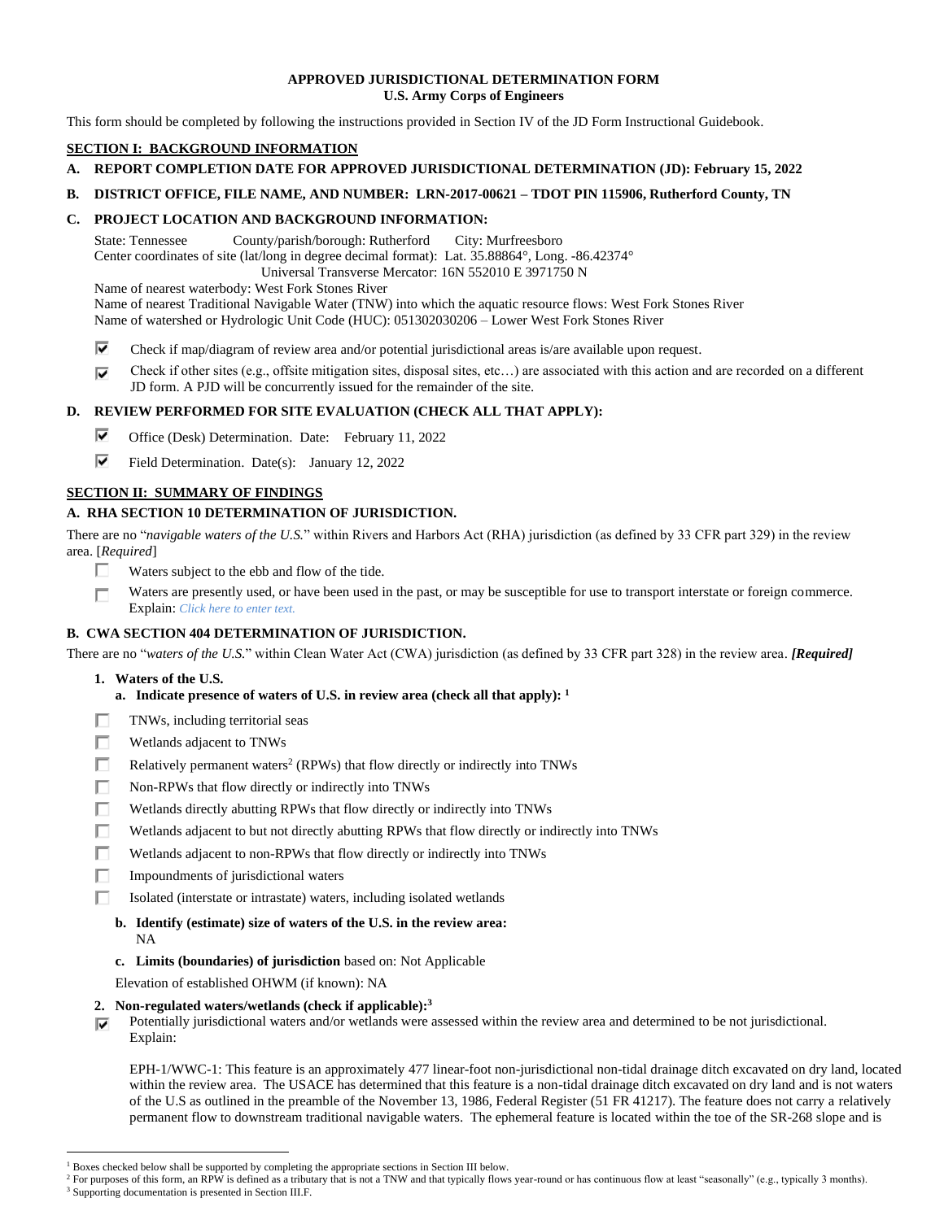**APPROVED JURISDICTIONAL DETERMINATION FORM**
**U.S. Army Corps of Engineers**

This form should be completed by following the instructions provided in Section IV of the JD Form Instructional Guidebook.

## SECTION I: BACKGROUND INFORMATION

**A. REPORT COMPLETION DATE FOR APPROVED JURISDICTIONAL DETERMINATION (JD): February 15, 2022**

**B. DISTRICT OFFICE, FILE NAME, AND NUMBER: LRN-2017-00621 – TDOT PIN 115906, Rutherford County, TN**

**C. PROJECT LOCATION AND BACKGROUND INFORMATION:**

State: Tennessee County/parish/borough: Rutherford City: Murfreesboro
Center coordinates of site (lat/long in degree decimal format): Lat. 35.88864°, Long. -86.42374°
Universal Transverse Mercator: 16N 552010 E 3971750 N
Name of nearest waterbody: West Fork Stones River
Name of nearest Traditional Navigable Water (TNW) into which the aquatic resource flows: West Fork Stones River
Name of watershed or Hydrologic Unit Code (HUC): 051302030206 – Lower West Fork Stones River

- [x] Check if map/diagram of review area and/or potential jurisdictional areas is/are available upon request.
- [x] Check if other sites (e.g., offsite mitigation sites, disposal sites, etc…) are associated with this action and are recorded on a different JD form. A PJD will be concurrently issued for the remainder of the site.

**D. REVIEW PERFORMED FOR SITE EVALUATION (CHECK ALL THAT APPLY):**

- [x] Office (Desk) Determination. Date: February 11, 2022
- [x] Field Determination. Date(s): January 12, 2022

## SECTION II: SUMMARY OF FINDINGS

**A. RHA SECTION 10 DETERMINATION OF JURISDICTION.**

There are no "*navigable waters of the U.S.*" within Rivers and Harbors Act (RHA) jurisdiction (as defined by 33 CFR part 329) in the review area. [*Required*]

- [ ] Waters subject to the ebb and flow of the tide.
- [ ] Waters are presently used, or have been used in the past, or may be susceptible for use to transport interstate or foreign commerce. Explain: *Click here to enter text.*

**B. CWA SECTION 404 DETERMINATION OF JURISDICTION.**

There are no "*waters of the U.S.*" within Clean Water Act (CWA) jurisdiction (as defined by 33 CFR part 328) in the review area. ***[Required]***

**1. Waters of the U.S.**

**a. Indicate presence of waters of U.S. in review area (check all that apply):** [1]

- [ ] TNWs, including territorial seas
- [ ] Wetlands adjacent to TNWs
- [ ] Relatively permanent waters[2] (RPWs) that flow directly or indirectly into TNWs
- [ ] Non-RPWs that flow directly or indirectly into TNWs
- [ ] Wetlands directly abutting RPWs that flow directly or indirectly into TNWs
- [ ] Wetlands adjacent to but not directly abutting RPWs that flow directly or indirectly into TNWs
- [ ] Wetlands adjacent to non-RPWs that flow directly or indirectly into TNWs
- [ ] Impoundments of jurisdictional waters
- [ ] Isolated (interstate or intrastate) waters, including isolated wetlands

**b. Identify (estimate) size of waters of the U.S. in the review area:**
NA

**c. Limits (boundaries) of jurisdiction** based on: Not Applicable

Elevation of established OHWM (if known): NA

**2. Non-regulated waters/wetlands (check if applicable):**[3]

- [x] Potentially jurisdictional waters and/or wetlands were assessed within the review area and determined to be not jurisdictional. Explain:

EPH-1/WWC-1: This feature is an approximately 477 linear-foot non-jurisdictional non-tidal drainage ditch excavated on dry land, located within the review area. The USACE has determined that this feature is a non-tidal drainage ditch excavated on dry land and is not waters of the U.S as outlined in the preamble of the November 13, 1986, Federal Register (51 FR 41217). The feature does not carry a relatively permanent flow to downstream traditional navigable waters. The ephemeral feature is located within the toe of the SR-268 slope and is

---

[1] Boxes checked below shall be supported by completing the appropriate sections in Section III below.
[2] For purposes of this form, an RPW is defined as a tributary that is not a TNW and that typically flows year-round or has continuous flow at least "seasonally" (e.g., typically 3 months).
[3] Supporting documentation is presented in Section III.F.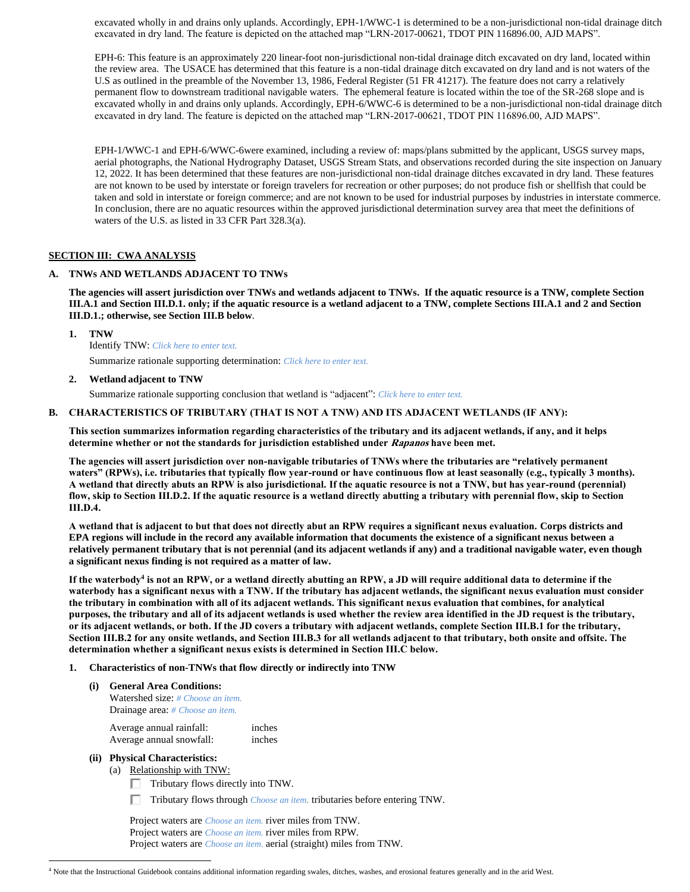excavated wholly in and drains only uplands. Accordingly, EPH-1/WWC-1 is determined to be a non-jurisdictional non-tidal drainage ditch excavated in dry land. The feature is depicted on the attached map “LRN-2017-00621, TDOT PIN 116896.00, AJD MAPS”.

EPH-6: This feature is an approximately 220 linear-foot non-jurisdictional non-tidal drainage ditch excavated on dry land, located within the review area. The USACE has determined that this feature is a non-tidal drainage ditch excavated on dry land and is not waters of the U.S as outlined in the preamble of the November 13, 1986, Federal Register (51 FR 41217). The feature does not carry a relatively permanent flow to downstream traditional navigable waters. The ephemeral feature is located within the toe of the SR-268 slope and is excavated wholly in and drains only uplands. Accordingly, EPH-6/WWC-6 is determined to be a non-jurisdictional non-tidal drainage ditch excavated in dry land. The feature is depicted on the attached map “LRN-2017-00621, TDOT PIN 116896.00, AJD MAPS”.

EPH-1/WWC-1 and EPH-6/WWC-6were examined, including a review of: maps/plans submitted by the applicant, USGS survey maps, aerial photographs, the National Hydrography Dataset, USGS Stream Stats, and observations recorded during the site inspection on January 12, 2022. It has been determined that these features are non-jurisdictional non-tidal drainage ditches excavated in dry land. These features are not known to be used by interstate or foreign travelers for recreation or other purposes; do not produce fish or shellfish that could be taken and sold in interstate or foreign commerce; and are not known to be used for industrial purposes by industries in interstate commerce. In conclusion, there are no aquatic resources within the approved jurisdictional determination survey area that meet the definitions of waters of the U.S. as listed in 33 CFR Part 328.3(a).

## SECTION III: CWA ANALYSIS

### A. TNWs AND WETLANDS ADJACENT TO TNWs

**The agencies will assert jurisdiction over TNWs and wetlands adjacent to TNWs. If the aquatic resource is a TNW, complete Section III.A.1 and Section III.D.1. only; if the aquatic resource is a wetland adjacent to a TNW, complete Sections III.A.1 and 2 and Section III.D.1.; otherwise, see Section III.B below.**

1. **TNW**
   Identify TNW: *Click here to enter text.*
   Summarize rationale supporting determination: *Click here to enter text.*

2. **Wetland adjacent to TNW**
   Summarize rationale supporting conclusion that wetland is “adjacent”: *Click here to enter text.*

### B. CHARACTERISTICS OF TRIBUTARY (THAT IS NOT A TNW) AND ITS ADJACENT WETLANDS (IF ANY):

**This section summarizes information regarding characteristics of the tributary and its adjacent wetlands, if any, and it helps determine whether or not the standards for jurisdiction established under *Rapanos* have been met.**

**The agencies will assert jurisdiction over non-navigable tributaries of TNWs where the tributaries are “relatively permanent waters” (RPWs), i.e. tributaries that typically flow year-round or have continuous flow at least seasonally (e.g., typically 3 months). A wetland that directly abuts an RPW is also jurisdictional. If the aquatic resource is not a TNW, but has year-round (perennial) flow, skip to Section III.D.2. If the aquatic resource is a wetland directly abutting a tributary with perennial flow, skip to Section III.D.4.**

**A wetland that is adjacent to but that does not directly abut an RPW requires a significant nexus evaluation. Corps districts and EPA regions will include in the record any available information that documents the existence of a significant nexus between a relatively permanent tributary that is not perennial (and its adjacent wetlands if any) and a traditional navigable water, even though a significant nexus finding is not required as a matter of law.**

**If the waterbody[4] is not an RPW, or a wetland directly abutting an RPW, a JD will require additional data to determine if the waterbody has a significant nexus with a TNW. If the tributary has adjacent wetlands, the significant nexus evaluation must consider the tributary in combination with all of its adjacent wetlands. This significant nexus evaluation that combines, for analytical purposes, the tributary and all of its adjacent wetlands is used whether the review area identified in the JD request is the tributary, or its adjacent wetlands, or both. If the JD covers a tributary with adjacent wetlands, complete Section III.B.1 for the tributary, Section III.B.2 for any onsite wetlands, and Section III.B.3 for all wetlands adjacent to that tributary, both onsite and offsite. The determination whether a significant nexus exists is determined in Section III.C below.**

1. **Characteristics of non-TNWs that flow directly or indirectly into TNW**

   **(i) General Area Conditions:**
   Watershed size: *# Choose an item.*
   Drainage area: *# Choose an item.*

   Average annual rainfall: inches
   Average annual snowfall: inches

   **(ii) Physical Characteristics:**
   (a) Relationship with TNW:
   - ☐ Tributary flows directly into TNW.
   - ☐ Tributary flows through *Choose an item.* tributaries before entering TNW.

   Project waters are *Choose an item.* river miles from TNW.
   Project waters are *Choose an item.* river miles from RPW.
   Project waters are *Choose an item.* aerial (straight) miles from TNW.

[4] Note that the Instructional Guidebook contains additional information regarding swales, ditches, washes, and erosional features generally and in the arid West.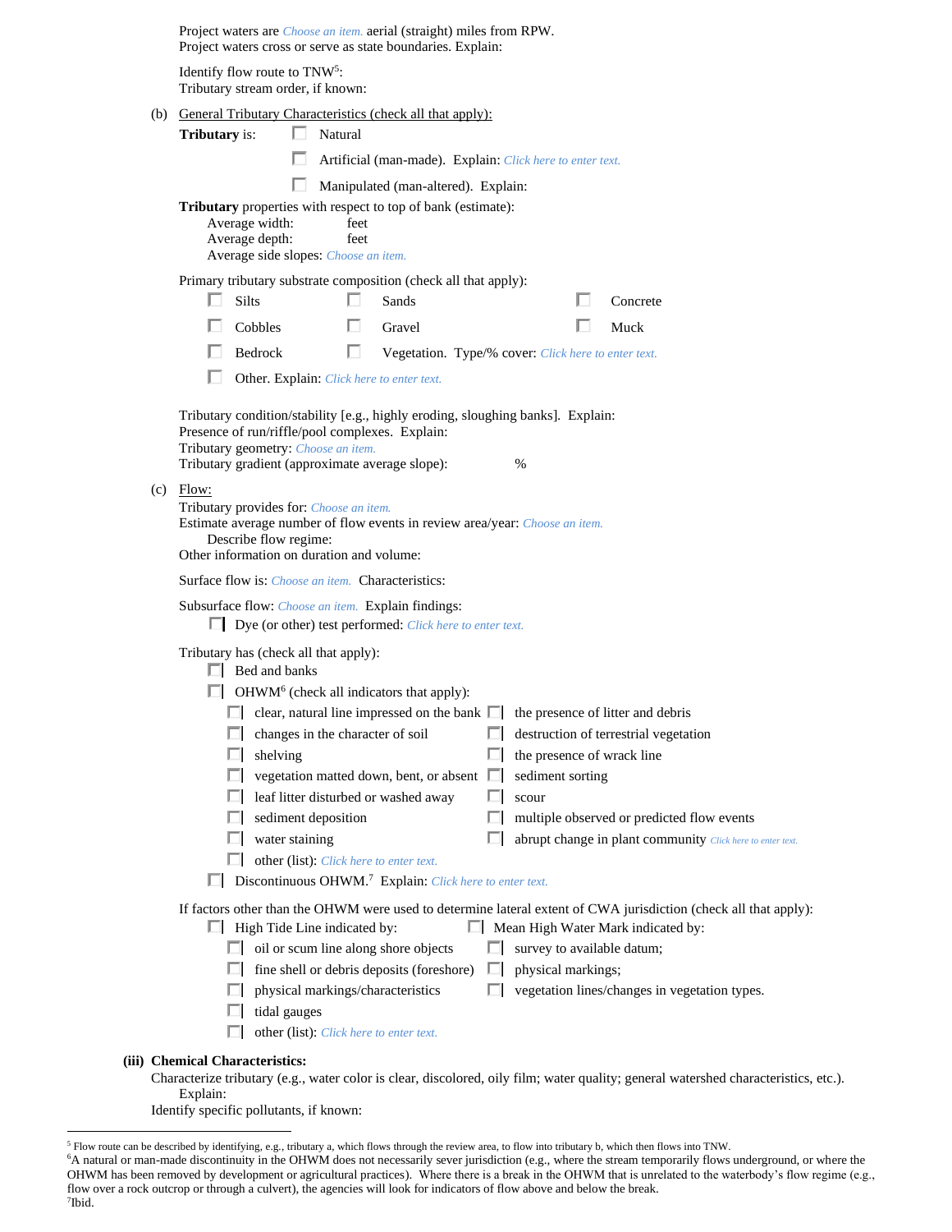Project waters are *Choose an item.* aerial (straight) miles from RPW.
Project waters cross or serve as state boundaries. Explain:

Identify flow route to TNW[5]:
Tributary stream order, if known:

(b) General Tributary Characteristics (check all that apply):

**Tributary** is:
- ☐ Natural
- ☐ Artificial (man-made). Explain: *Click here to enter text.*
- ☐ Manipulated (man-altered). Explain:

**Tributary** properties with respect to top of bank (estimate):
- Average width: feet
- Average depth: feet
- Average side slopes: *Choose an item.*

Primary tributary substrate composition (check all that apply):

- ☐ Silts
- ☐ Sands
- ☐ Concrete
- ☐ Cobbles
- ☐ Gravel
- ☐ Muck
- ☐ Bedrock
- ☐ Vegetation. Type/% cover: *Click here to enter text.*
- ☐ Other. Explain: *Click here to enter text.*

Tributary condition/stability [e.g., highly eroding, sloughing banks]. Explain:
Presence of run/riffle/pool complexes. Explain:
Tributary geometry: *Choose an item.*
Tributary gradient (approximate average slope): %

(c) Flow:

Tributary provides for: *Choose an item.*
Estimate average number of flow events in review area/year: *Choose an item.*
Describe flow regime:
Other information on duration and volume:

Surface flow is: *Choose an item.* Characteristics:

Subsurface flow: *Choose an item.* Explain findings:
- ☐ Dye (or other) test performed: *Click here to enter text.*

Tributary has (check all that apply):
- ☐ Bed and banks
- ☐ OHWM[6] (check all indicators that apply):
  - ☐ clear, natural line impressed on the bank
  - ☐ changes in the character of soil
  - ☐ shelving
  - ☐ vegetation matted down, bent, or absent
  - ☐ leaf litter disturbed or washed away
  - ☐ sediment deposition
  - ☐ water staining
  - ☐ other (list): *Click here to enter text.*
  - ☐ the presence of litter and debris
  - ☐ destruction of terrestrial vegetation
  - ☐ the presence of wrack line
  - ☐ sediment sorting
  - ☐ scour
  - ☐ multiple observed or predicted flow events
  - ☐ abrupt change in plant community *Click here to enter text.*
- ☐ Discontinuous OHWM.[7] Explain: *Click here to enter text.*

If factors other than the OHWM were used to determine lateral extent of CWA jurisdiction (check all that apply):
- ☐ High Tide Line indicated by:
  - ☐ oil or scum line along shore objects
  - ☐ fine shell or debris deposits (foreshore)
  - ☐ physical markings/characteristics
  - ☐ tidal gauges
  - ☐ other (list): *Click here to enter text.*
- ☐ Mean High Water Mark indicated by:
  - ☐ survey to available datum;
  - ☐ physical markings;
  - ☐ vegetation lines/changes in vegetation types.

**(iii) Chemical Characteristics:**

Characterize tributary (e.g., water color is clear, discolored, oily film; water quality; general watershed characteristics, etc.). Explain:
Identify specific pollutants, if known:

---

[5] Flow route can be described by identifying, e.g., tributary a, which flows through the review area, to flow into tributary b, which then flows into TNW.
[6] A natural or man-made discontinuity in the OHWM does not necessarily sever jurisdiction (e.g., where the stream temporarily flows underground, or where the OHWM has been removed by development or agricultural practices). Where there is a break in the OHWM that is unrelated to the waterbody's flow regime (e.g., flow over a rock outcrop or through a culvert), the agencies will look for indicators of flow above and below the break.
[7] Ibid.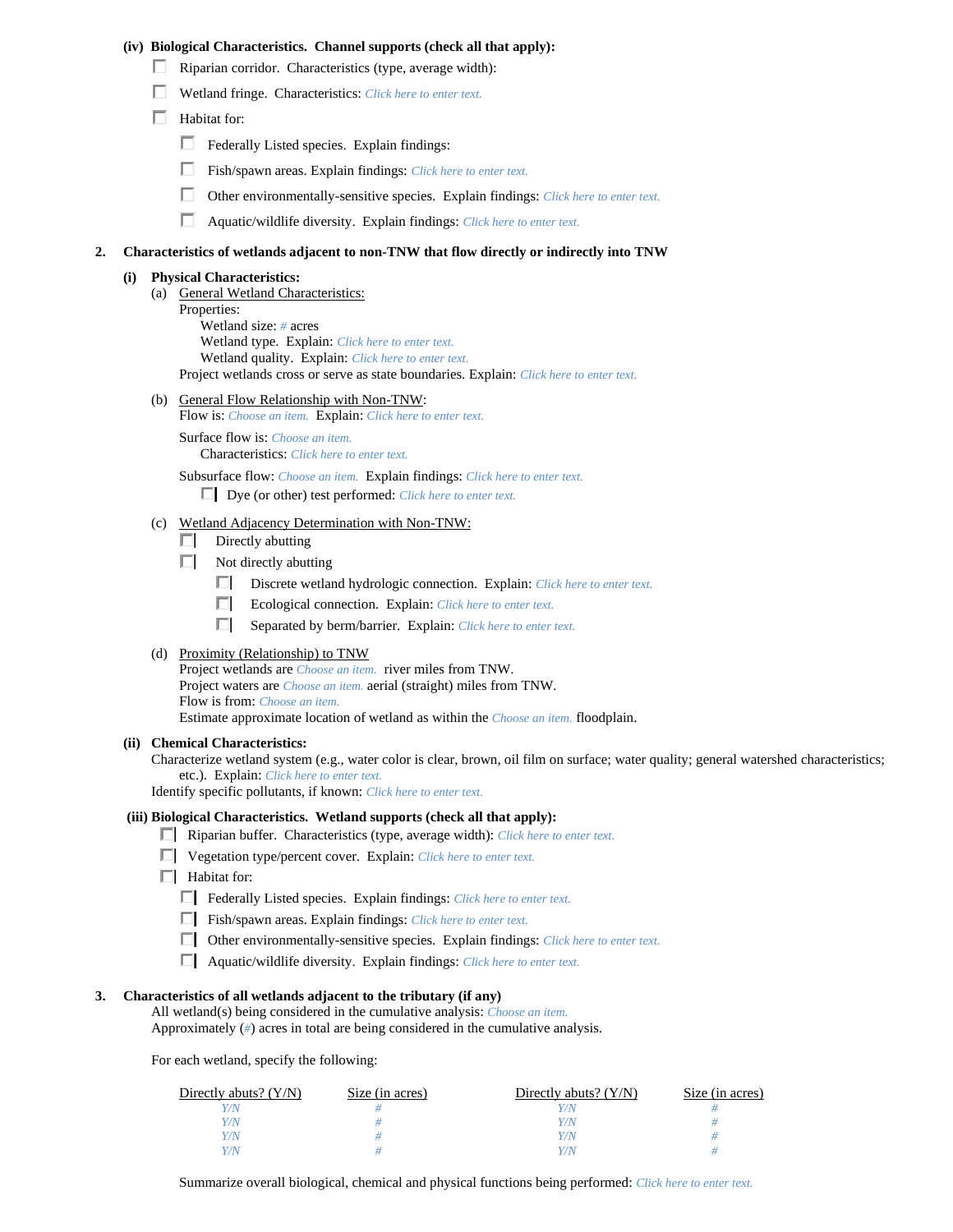**(iv) Biological Characteristics. Channel supports (check all that apply):**

- ☐ Riparian corridor. Characteristics (type, average width):
- ☐ Wetland fringe. Characteristics: *Click here to enter text.*
- ☐ Habitat for:
  - ☐ Federally Listed species. Explain findings:
  - ☐ Fish/spawn areas. Explain findings: *Click here to enter text.*
  - ☐ Other environmentally-sensitive species. Explain findings: *Click here to enter text.*
  - ☐ Aquatic/wildlife diversity. Explain findings: *Click here to enter text.*

**2. Characteristics of wetlands adjacent to non-TNW that flow directly or indirectly into TNW**

**(i) Physical Characteristics:**

(a) General Wetland Characteristics:

Properties:

Wetland size: *#* acres

Wetland type. Explain: *Click here to enter text.*

Wetland quality. Explain: *Click here to enter text.*

Project wetlands cross or serve as state boundaries. Explain: *Click here to enter text.*

(b) General Flow Relationship with Non-TNW:

Flow is: *Choose an item.* Explain: *Click here to enter text.*

Surface flow is: *Choose an item.*

Characteristics: *Click here to enter text.*

Subsurface flow: *Choose an item.* Explain findings: *Click here to enter text.*

- ☐ Dye (or other) test performed: *Click here to enter text.*

(c) Wetland Adjacency Determination with Non-TNW:

- ☐ Directly abutting
- ☐ Not directly abutting
  - ☐ Discrete wetland hydrologic connection. Explain: *Click here to enter text.*
  - ☐ Ecological connection. Explain: *Click here to enter text.*
  - ☐ Separated by berm/barrier. Explain: *Click here to enter text.*

(d) Proximity (Relationship) to TNW

Project wetlands are *Choose an item.* river miles from TNW.

Project waters are *Choose an item.* aerial (straight) miles from TNW.

Flow is from: *Choose an item.*

Estimate approximate location of wetland as within the *Choose an item.* floodplain.

**(ii) Chemical Characteristics:**

Characterize wetland system (e.g., water color is clear, brown, oil film on surface; water quality; general watershed characteristics; etc.). Explain: *Click here to enter text.*

Identify specific pollutants, if known: *Click here to enter text.*

**(iii) Biological Characteristics. Wetland supports (check all that apply):**

- ☐ Riparian buffer. Characteristics (type, average width): *Click here to enter text.*
- ☐ Vegetation type/percent cover. Explain: *Click here to enter text.*
- ☐ Habitat for:
  - ☐ Federally Listed species. Explain findings: *Click here to enter text.*
  - ☐ Fish/spawn areas. Explain findings: *Click here to enter text.*
  - ☐ Other environmentally-sensitive species. Explain findings: *Click here to enter text.*
  - ☐ Aquatic/wildlife diversity. Explain findings: *Click here to enter text.*

**3. Characteristics of all wetlands adjacent to the tributary (if any)**

All wetland(s) being considered in the cumulative analysis: *Choose an item.*

Approximately (*#*) acres in total are being considered in the cumulative analysis.

For each wetland, specify the following:

| Directly abuts? (Y/N) | Size (in acres) | Directly abuts? (Y/N) | Size (in acres) |
|---|---|---|---|
| *Y/N* | *#* | *Y/N* | *#* |
| *Y/N* | *#* | *Y/N* | *#* |
| *Y/N* | *#* | *Y/N* | *#* |
| *Y/N* | *#* | *Y/N* | *#* |

Summarize overall biological, chemical and physical functions being performed: *Click here to enter text.*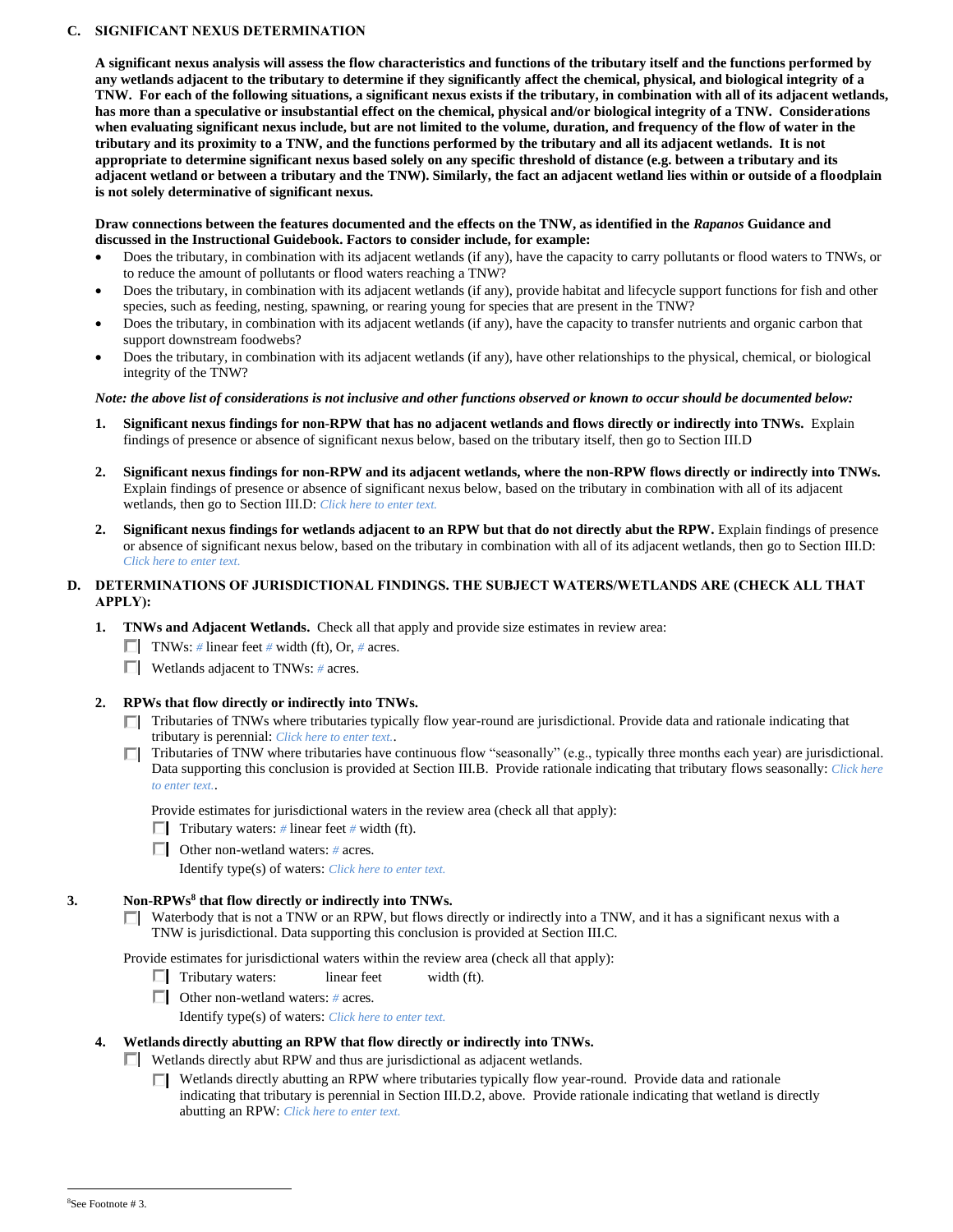## C. SIGNIFICANT NEXUS DETERMINATION

**A significant nexus analysis will assess the flow characteristics and functions of the tributary itself and the functions performed by any wetlands adjacent to the tributary to determine if they significantly affect the chemical, physical, and biological integrity of a TNW. For each of the following situations, a significant nexus exists if the tributary, in combination with all of its adjacent wetlands, has more than a speculative or insubstantial effect on the chemical, physical and/or biological integrity of a TNW. Considerations when evaluating significant nexus include, but are not limited to the volume, duration, and frequency of the flow of water in the tributary and its proximity to a TNW, and the functions performed by the tributary and all its adjacent wetlands. It is not appropriate to determine significant nexus based solely on any specific threshold of distance (e.g. between a tributary and its adjacent wetland or between a tributary and the TNW). Similarly, the fact an adjacent wetland lies within or outside of a floodplain is not solely determinative of significant nexus.**

**Draw connections between the features documented and the effects on the TNW, as identified in the *Rapanos* Guidance and discussed in the Instructional Guidebook. Factors to consider include, for example:**

- Does the tributary, in combination with its adjacent wetlands (if any), have the capacity to carry pollutants or flood waters to TNWs, or to reduce the amount of pollutants or flood waters reaching a TNW?
- Does the tributary, in combination with its adjacent wetlands (if any), provide habitat and lifecycle support functions for fish and other species, such as feeding, nesting, spawning, or rearing young for species that are present in the TNW?
- Does the tributary, in combination with its adjacent wetlands (if any), have the capacity to transfer nutrients and organic carbon that support downstream foodwebs?
- Does the tributary, in combination with its adjacent wetlands (if any), have other relationships to the physical, chemical, or biological integrity of the TNW?

***Note: the above list of considerations is not inclusive and other functions observed or known to occur should be documented below:***

1. **Significant nexus findings for non-RPW that has no adjacent wetlands and flows directly or indirectly into TNWs.** Explain findings of presence or absence of significant nexus below, based on the tributary itself, then go to Section III.D

2. **Significant nexus findings for non-RPW and its adjacent wetlands, where the non-RPW flows directly or indirectly into TNWs.** Explain findings of presence or absence of significant nexus below, based on the tributary in combination with all of its adjacent wetlands, then go to Section III.D: *Click here to enter text.*

2. **Significant nexus findings for wetlands adjacent to an RPW but that do not directly abut the RPW.** Explain findings of presence or absence of significant nexus below, based on the tributary in combination with all of its adjacent wetlands, then go to Section III.D: *Click here to enter text.*

## D. DETERMINATIONS OF JURISDICTIONAL FINDINGS. THE SUBJECT WATERS/WETLANDS ARE (CHECK ALL THAT APPLY):

1. **TNWs and Adjacent Wetlands.** Check all that apply and provide size estimates in review area:
   - ☐ TNWs: # linear feet # width (ft), Or, # acres.
   - ☐ Wetlands adjacent to TNWs: # acres.

2. **RPWs that flow directly or indirectly into TNWs.**
   - ☐ Tributaries of TNWs where tributaries typically flow year-round are jurisdictional. Provide data and rationale indicating that tributary is perennial: *Click here to enter text.*.
   - ☐ Tributaries of TNW where tributaries have continuous flow "seasonally" (e.g., typically three months each year) are jurisdictional. Data supporting this conclusion is provided at Section III.B. Provide rationale indicating that tributary flows seasonally: *Click here to enter text.*.

   Provide estimates for jurisdictional waters in the review area (check all that apply):
   - ☐ Tributary waters: # linear feet # width (ft).
   - ☐ Other non-wetland waters: # acres.

     Identify type(s) of waters: *Click here to enter text.*

3. **Non-RPWs[8] that flow directly or indirectly into TNWs.**
   - ☐ Waterbody that is not a TNW or an RPW, but flows directly or indirectly into a TNW, and it has a significant nexus with a TNW is jurisdictional. Data supporting this conclusion is provided at Section III.C.

   Provide estimates for jurisdictional waters within the review area (check all that apply):
   - ☐ Tributary waters: linear feet width (ft).
   - ☐ Other non-wetland waters: # acres.

     Identify type(s) of waters: *Click here to enter text.*

4. **Wetlands directly abutting an RPW that flow directly or indirectly into TNWs.**
   - ☐ Wetlands directly abut RPW and thus are jurisdictional as adjacent wetlands.
     - ☐ Wetlands directly abutting an RPW where tributaries typically flow year-round. Provide data and rationale indicating that tributary is perennial in Section III.D.2, above. Provide rationale indicating that wetland is directly abutting an RPW: *Click here to enter text.*

---

[8] See Footnote # 3.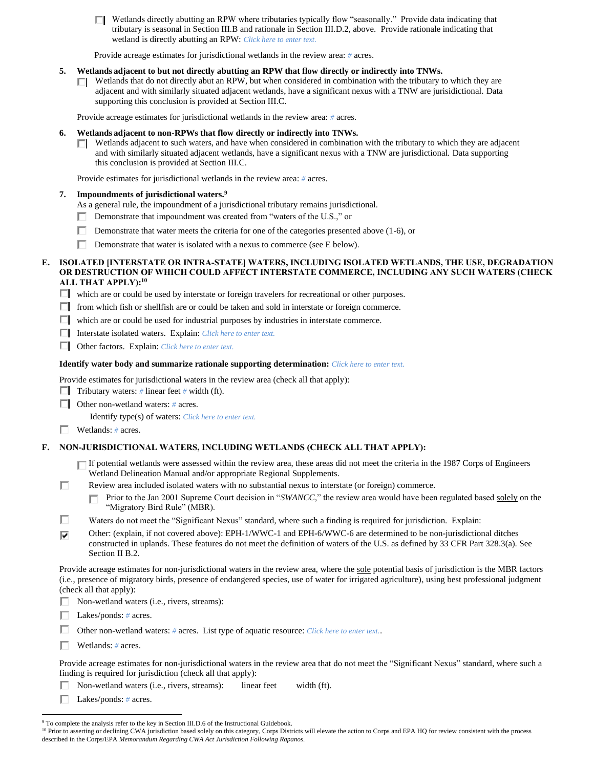- [ ] Wetlands directly abutting an RPW where tributaries typically flow "seasonally." Provide data indicating that tributary is seasonal in Section III.B and rationale in Section III.D.2, above. Provide rationale indicating that wetland is directly abutting an RPW: *Click here to enter text.*

Provide acreage estimates for jurisdictional wetlands in the review area: # acres.

**5. Wetlands adjacent to but not directly abutting an RPW that flow directly or indirectly into TNWs.**

- [ ] Wetlands that do not directly abut an RPW, but when considered in combination with the tributary to which they are adjacent and with similarly situated adjacent wetlands, have a significant nexus with a TNW are jurisdictional. Data supporting this conclusion is provided at Section III.C.

Provide acreage estimates for jurisdictional wetlands in the review area: # acres.

**6. Wetlands adjacent to non-RPWs that flow directly or indirectly into TNWs.**

- [ ] Wetlands adjacent to such waters, and have when considered in combination with the tributary to which they are adjacent and with similarly situated adjacent wetlands, have a significant nexus with a TNW are jurisdictional. Data supporting this conclusion is provided at Section III.C.

Provide estimates for jurisdictional wetlands in the review area: # acres.

**7. Impoundments of jurisdictional waters.**[9]

As a general rule, the impoundment of a jurisdictional tributary remains jurisdictional.

- [ ] Demonstrate that impoundment was created from "waters of the U.S.," or
- [ ] Demonstrate that water meets the criteria for one of the categories presented above (1-6), or
- [ ] Demonstrate that water is isolated with a nexus to commerce (see E below).

**E. ISOLATED [INTERSTATE OR INTRA-STATE] WATERS, INCLUDING ISOLATED WETLANDS, THE USE, DEGRADATION OR DESTRUCTION OF WHICH COULD AFFECT INTERSTATE COMMERCE, INCLUDING ANY SUCH WATERS (CHECK ALL THAT APPLY):**[10]

- [ ] which are or could be used by interstate or foreign travelers for recreational or other purposes.
- [ ] from which fish or shellfish are or could be taken and sold in interstate or foreign commerce.
- [ ] which are or could be used for industrial purposes by industries in interstate commerce.
- [ ] Interstate isolated waters. Explain: *Click here to enter text.*
- [ ] Other factors. Explain: *Click here to enter text.*

**Identify water body and summarize rationale supporting determination:** *Click here to enter text.*

Provide estimates for jurisdictional waters in the review area (check all that apply):

- [ ] Tributary waters: # linear feet # width (ft).
- [ ] Other non-wetland waters: # acres.
  Identify type(s) of waters: *Click here to enter text.*
- [ ] Wetlands: # acres.

**F. NON-JURISDICTIONAL WATERS, INCLUDING WETLANDS (CHECK ALL THAT APPLY):**

- [ ] If potential wetlands were assessed within the review area, these areas did not meet the criteria in the 1987 Corps of Engineers Wetland Delineation Manual and/or appropriate Regional Supplements.
- [ ] Review area included isolated waters with no substantial nexus to interstate (or foreign) commerce.
  - [ ] Prior to the Jan 2001 Supreme Court decision in "*SWANCC*," the review area would have been regulated based solely on the "Migratory Bird Rule" (MBR).
- [ ] Waters do not meet the "Significant Nexus" standard, where such a finding is required for jurisdiction. Explain:
- [x] Other: (explain, if not covered above): EPH-1/WWC-1 and EPH-6/WWC-6 are determined to be non-jurisdictional ditches constructed in uplands. These features do not meet the definition of waters of the U.S. as defined by 33 CFR Part 328.3(a). See Section II B.2.

Provide acreage estimates for non-jurisdictional waters in the review area, where the sole potential basis of jurisdiction is the MBR factors (i.e., presence of migratory birds, presence of endangered species, use of water for irrigated agriculture), using best professional judgment (check all that apply):

- [ ] Non-wetland waters (i.e., rivers, streams):
- [ ] Lakes/ponds: # acres.
- [ ] Other non-wetland waters: # acres. List type of aquatic resource: *Click here to enter text.*.
- [ ] Wetlands: # acres.

Provide acreage estimates for non-jurisdictional waters in the review area that do not meet the "Significant Nexus" standard, where such a finding is required for jurisdiction (check all that apply):

- [ ] Non-wetland waters (i.e., rivers, streams): linear feet width (ft).
- [ ] Lakes/ponds: # acres.

---

[9] To complete the analysis refer to the key in Section III.D.6 of the Instructional Guidebook.

[10] Prior to asserting or declining CWA jurisdiction based solely on this category, Corps Districts will elevate the action to Corps and EPA HQ for review consistent with the process described in the Corps/EPA *Memorandum Regarding CWA Act Jurisdiction Following Rapanos.*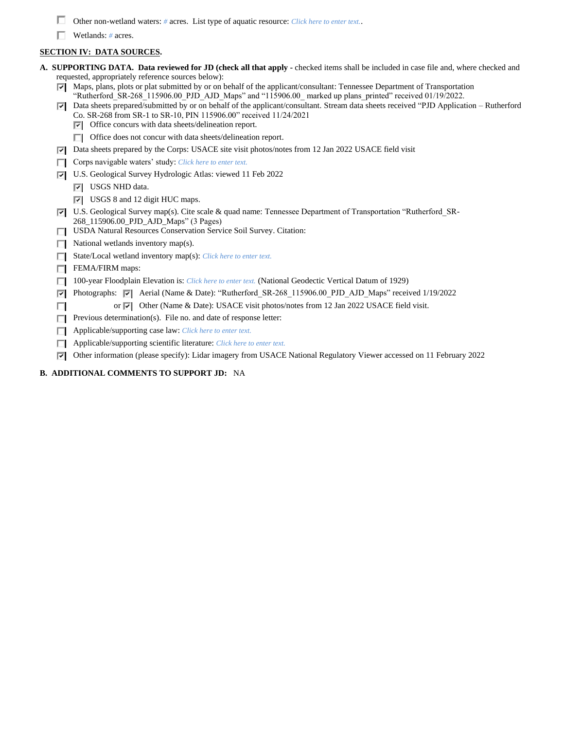- [ ] Other non-wetland waters: # acres. List type of aquatic resource: Click here to enter text..
- [ ] Wetlands: # acres.

**SECTION IV: DATA SOURCES.**

**A. SUPPORTING DATA. Data reviewed for JD (check all that apply -** checked items shall be included in case file and, where checked and requested, appropriately reference sources below):

- [x] Maps, plans, plots or plat submitted by or on behalf of the applicant/consultant: Tennessee Department of Transportation "Rutherford_SR-268_115906.00_PJD_AJD_Maps" and "115906.00_ marked up plans_printed" received 01/19/2022.
- [x] Data sheets prepared/submitted by or on behalf of the applicant/consultant. Stream data sheets received "PJD Application – Rutherford Co. SR-268 from SR-1 to SR-10, PIN 115906.00" received 11/24/2021
  - [x] Office concurs with data sheets/delineation report.
  - [ ] Office does not concur with data sheets/delineation report.
- [x] Data sheets prepared by the Corps: USACE site visit photos/notes from 12 Jan 2022 USACE field visit
- [ ] Corps navigable waters' study: Click here to enter text.
- [x] U.S. Geological Survey Hydrologic Atlas: viewed 11 Feb 2022
  - [x] USGS NHD data.
  - [x] USGS 8 and 12 digit HUC maps.
- [x] U.S. Geological Survey map(s). Cite scale & quad name: Tennessee Department of Transportation "Rutherford_SR-268_115906.00_PJD_AJD_Maps" (3 Pages)
- [ ] USDA Natural Resources Conservation Service Soil Survey. Citation:
- [ ] National wetlands inventory map(s).
- [ ] State/Local wetland inventory map(s): Click here to enter text.
- [ ] FEMA/FIRM maps:
- [ ] 100-year Floodplain Elevation is: Click here to enter text. (National Geodectic Vertical Datum of 1929)
- [x] Photographs: [x] Aerial (Name & Date): "Rutherford_SR-268_115906.00_PJD_AJD_Maps" received 1/19/2022
- [ ] or [x] Other (Name & Date): USACE visit photos/notes from 12 Jan 2022 USACE field visit.
- [ ] Previous determination(s). File no. and date of response letter:
- [ ] Applicable/supporting case law: Click here to enter text.
- [ ] Applicable/supporting scientific literature: Click here to enter text.
- [x] Other information (please specify): Lidar imagery from USACE National Regulatory Viewer accessed on 11 February 2022

**B. ADDITIONAL COMMENTS TO SUPPORT JD:** NA